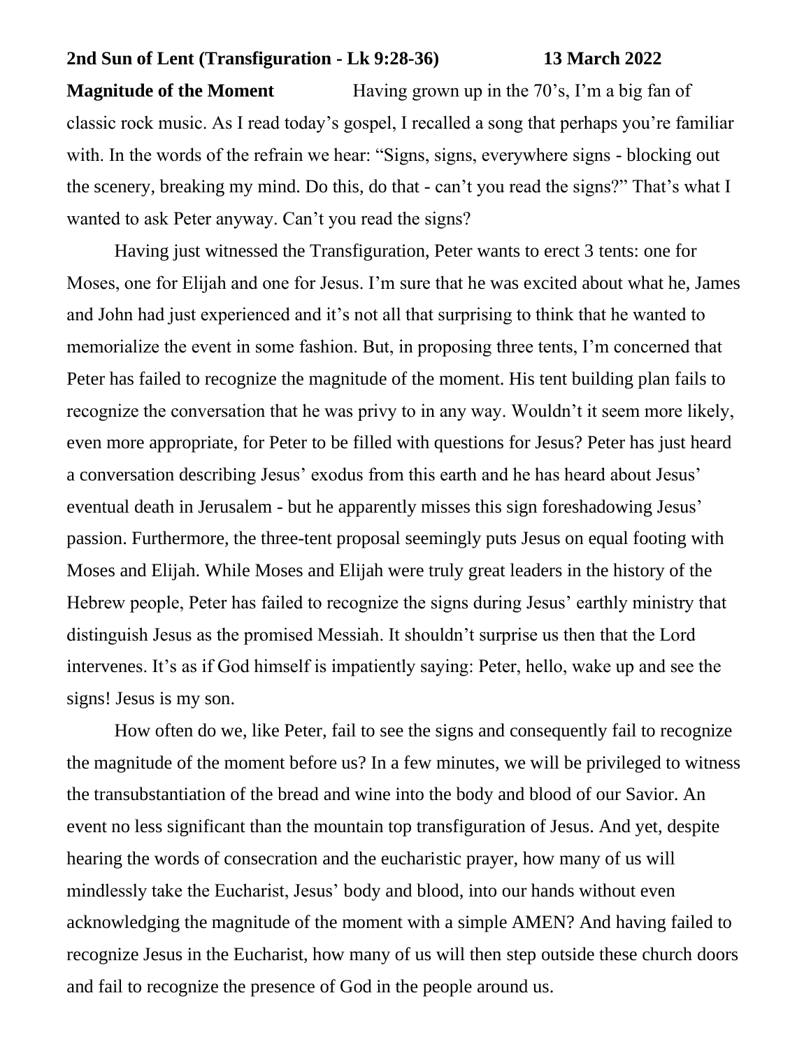**2nd Sun of Lent (Transfiguration - Lk 9:28-36) 13 March 2022**

**Magnitude of the Moment** Having grown up in the 70's, I'm a big fan of classic rock music. As I read today's gospel, I recalled a song that perhaps you're familiar with. In the words of the refrain we hear: "Signs, signs, everywhere signs - blocking out the scenery, breaking my mind. Do this, do that - can't you read the signs?" That's what I wanted to ask Peter anyway. Can't you read the signs?

Having just witnessed the Transfiguration, Peter wants to erect 3 tents: one for Moses, one for Elijah and one for Jesus. I'm sure that he was excited about what he, James and John had just experienced and it's not all that surprising to think that he wanted to memorialize the event in some fashion. But, in proposing three tents, I'm concerned that Peter has failed to recognize the magnitude of the moment. His tent building plan fails to recognize the conversation that he was privy to in any way. Wouldn't it seem more likely, even more appropriate, for Peter to be filled with questions for Jesus? Peter has just heard a conversation describing Jesus' exodus from this earth and he has heard about Jesus' eventual death in Jerusalem - but he apparently misses this sign foreshadowing Jesus' passion. Furthermore, the three-tent proposal seemingly puts Jesus on equal footing with Moses and Elijah. While Moses and Elijah were truly great leaders in the history of the Hebrew people, Peter has failed to recognize the signs during Jesus' earthly ministry that distinguish Jesus as the promised Messiah. It shouldn't surprise us then that the Lord intervenes. It's as if God himself is impatiently saying: Peter, hello, wake up and see the signs! Jesus is my son.

How often do we, like Peter, fail to see the signs and consequently fail to recognize the magnitude of the moment before us? In a few minutes, we will be privileged to witness the transubstantiation of the bread and wine into the body and blood of our Savior. An event no less significant than the mountain top transfiguration of Jesus. And yet, despite hearing the words of consecration and the eucharistic prayer, how many of us will mindlessly take the Eucharist, Jesus' body and blood, into our hands without even acknowledging the magnitude of the moment with a simple AMEN? And having failed to recognize Jesus in the Eucharist, how many of us will then step outside these church doors and fail to recognize the presence of God in the people around us.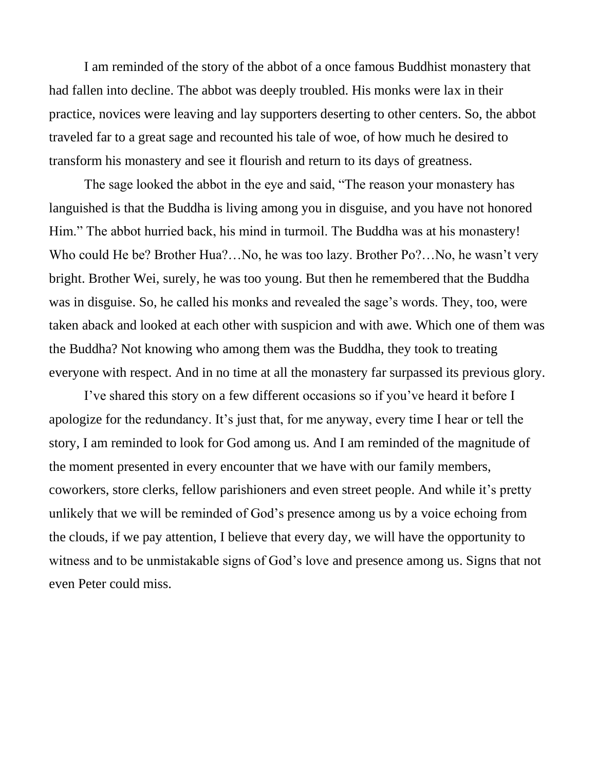I am reminded of the story of the abbot of a once famous Buddhist monastery that had fallen into decline. The abbot was deeply troubled. His monks were lax in their practice, novices were leaving and lay supporters deserting to other centers. So, the abbot traveled far to a great sage and recounted his tale of woe, of how much he desired to transform his monastery and see it flourish and return to its days of greatness.

The sage looked the abbot in the eye and said, "The reason your monastery has languished is that the Buddha is living among you in disguise, and you have not honored Him." The abbot hurried back, his mind in turmoil. The Buddha was at his monastery! Who could He be? Brother Hua?…No, he was too lazy. Brother Po?…No, he wasn't very bright. Brother Wei, surely, he was too young. But then he remembered that the Buddha was in disguise. So, he called his monks and revealed the sage's words. They, too, were taken aback and looked at each other with suspicion and with awe. Which one of them was the Buddha? Not knowing who among them was the Buddha, they took to treating everyone with respect. And in no time at all the monastery far surpassed its previous glory.

I've shared this story on a few different occasions so if you've heard it before I apologize for the redundancy. It's just that, for me anyway, every time I hear or tell the story, I am reminded to look for God among us. And I am reminded of the magnitude of the moment presented in every encounter that we have with our family members, coworkers, store clerks, fellow parishioners and even street people. And while it's pretty unlikely that we will be reminded of God's presence among us by a voice echoing from the clouds, if we pay attention, I believe that every day, we will have the opportunity to witness and to be unmistakable signs of God's love and presence among us. Signs that not even Peter could miss.